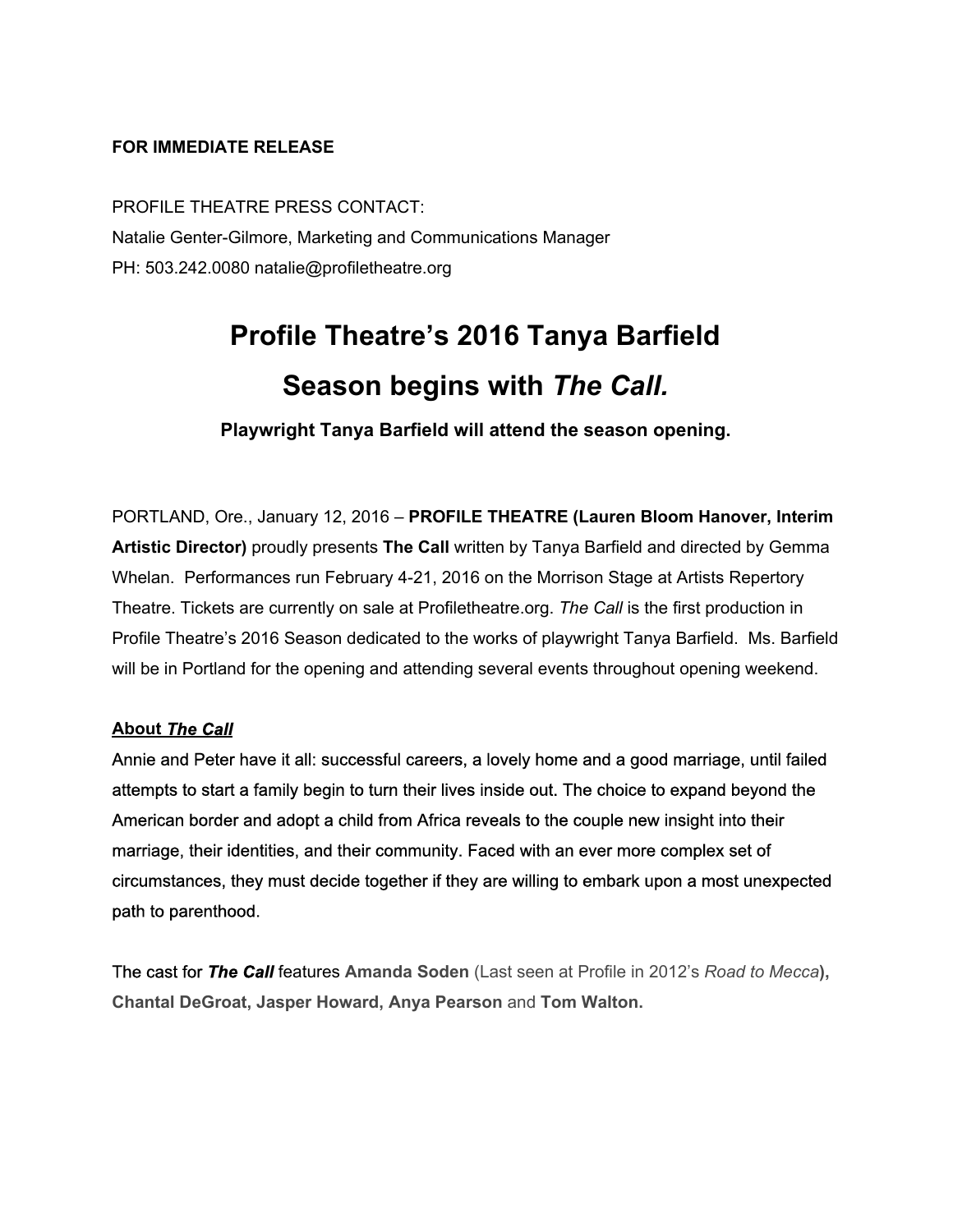**FOR IMMEDIATE RELEASE**

PROFILE THEATRE PRESS CONTACT:
Natalie Genter-Gilmore, Marketing and Communications Manager
PH: 503.242.0080 natalie@profiletheatre.org

# Profile Theatre's 2016 Tanya Barfield Season begins with *The Call.*

### Playwright Tanya Barfield will attend the season opening.

PORTLAND, Ore., January 12, 2016 – **PROFILE THEATRE (Lauren Bloom Hanover, Interim Artistic Director)** proudly presents **The Call** written by Tanya Barfield and directed by Gemma Whelan. Performances run February 4-21, 2016 on the Morrison Stage at Artists Repertory Theatre. Tickets are currently on sale at Profiletheatre.org. *The Call* is the first production in Profile Theatre's 2016 Season dedicated to the works of playwright Tanya Barfield. Ms. Barfield will be in Portland for the opening and attending several events throughout opening weekend.

**About *The Call***

Annie and Peter have it all: successful careers, a lovely home and a good marriage, until failed attempts to start a family begin to turn their lives inside out. The choice to expand beyond the American border and adopt a child from Africa reveals to the couple new insight into their marriage, their identities, and their community. Faced with an ever more complex set of circumstances, they must decide together if they are willing to embark upon a most unexpected path to parenthood.

The cast for ***The Call*** features **Amanda Soden** (Last seen at Profile in 2012's *Road to Mecca*), **Chantal DeGroat, Jasper Howard, Anya Pearson** and **Tom Walton.**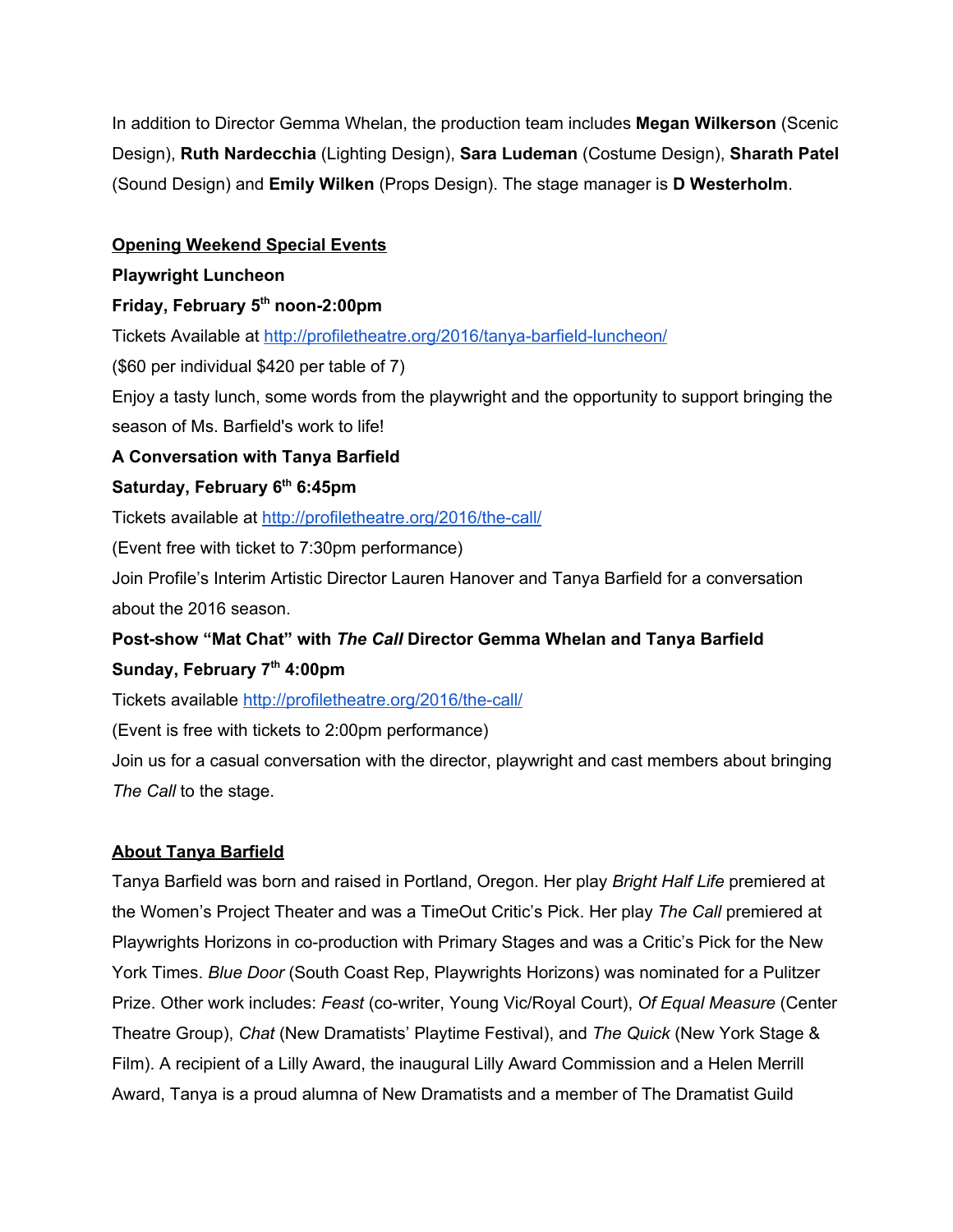In addition to Director Gemma Whelan, the production team includes **Megan Wilkerson** (Scenic Design), **Ruth Nardecchia** (Lighting Design), **Sara Ludeman** (Costume Design), **Sharath Patel** (Sound Design) and **Emily Wilken** (Props Design). The stage manager is **D Westerholm**.

**Opening Weekend Special Events**

**Playwright Luncheon**

**Friday, February 5th noon-2:00pm**

Tickets Available at http://profiletheatre.org/2016/tanya-barfield-luncheon/

($60 per individual $420 per table of 7)

Enjoy a tasty lunch, some words from the playwright and the opportunity to support bringing the season of Ms. Barfield's work to life!

**A Conversation with Tanya Barfield**

**Saturday, February 6th 6:45pm**

Tickets available at http://profiletheatre.org/2016/the-call/

(Event free with ticket to 7:30pm performance)

Join Profile's Interim Artistic Director Lauren Hanover and Tanya Barfield for a conversation about the 2016 season.

**Post-show "Mat Chat" with *The Call* Director Gemma Whelan and Tanya Barfield**

**Sunday, February 7th 4:00pm**

Tickets available http://profiletheatre.org/2016/the-call/

(Event is free with tickets to 2:00pm performance)

Join us for a casual conversation with the director, playwright and cast members about bringing *The Call* to the stage.

**About Tanya Barfield**

Tanya Barfield was born and raised in Portland, Oregon. Her play *Bright Half Life* premiered at the Women's Project Theater and was a TimeOut Critic's Pick. Her play *The Call* premiered at Playwrights Horizons in co-production with Primary Stages and was a Critic's Pick for the New York Times. *Blue Door* (South Coast Rep, Playwrights Horizons) was nominated for a Pulitzer Prize. Other work includes: *Feast* (co-writer, Young Vic/Royal Court), *Of Equal Measure* (Center Theatre Group), *Chat* (New Dramatists' Playtime Festival), and *The Quick* (New York Stage & Film). A recipient of a Lilly Award, the inaugural Lilly Award Commission and a Helen Merrill Award, Tanya is a proud alumna of New Dramatists and a member of The Dramatist Guild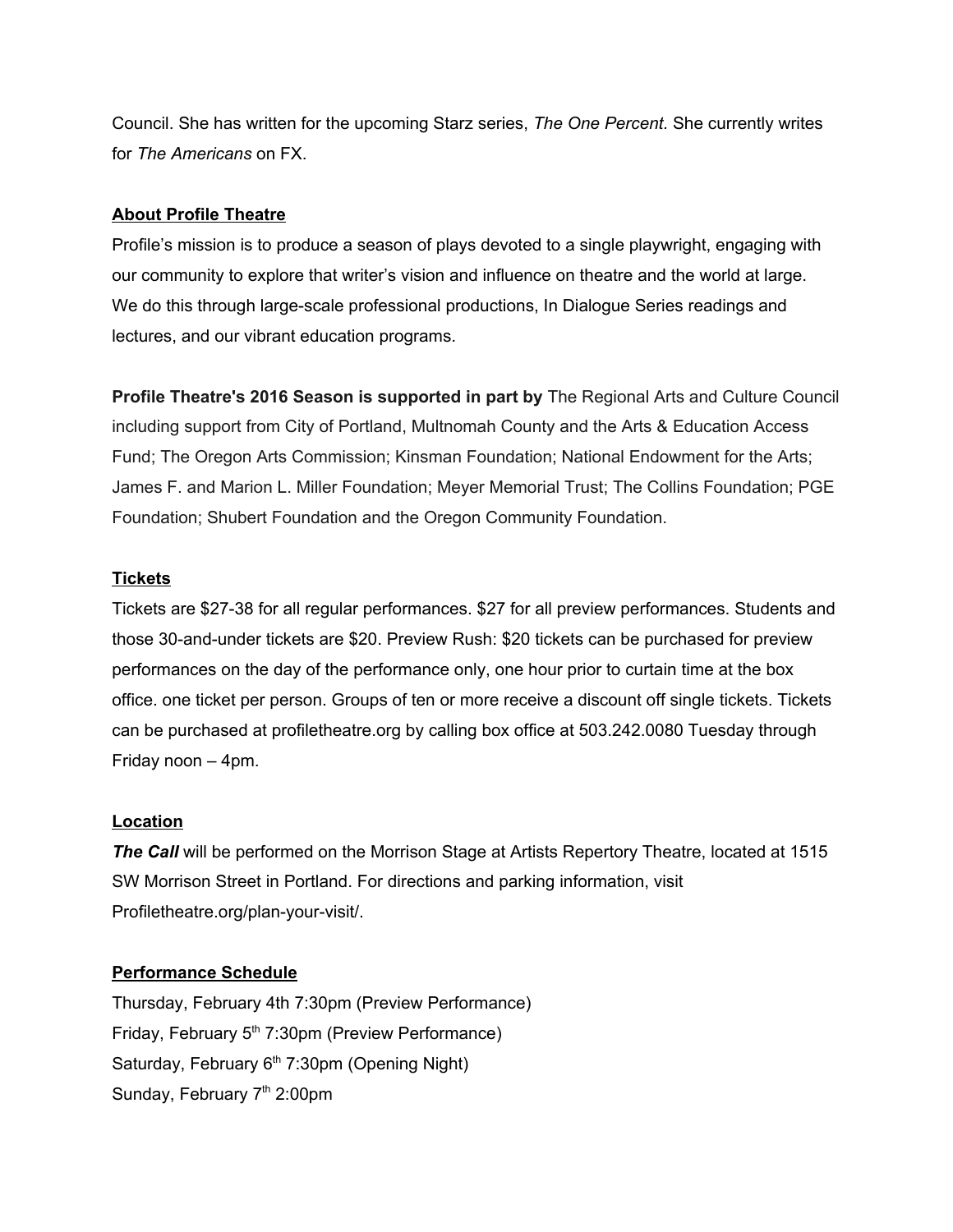Council. She has written for the upcoming Starz series, *The One Percent.* She currently writes for *The Americans* on FX.

**About Profile Theatre**

Profile's mission is to produce a season of plays devoted to a single playwright, engaging with our community to explore that writer's vision and influence on theatre and the world at large. We do this through large-scale professional productions, In Dialogue Series readings and lectures, and our vibrant education programs.

**Profile Theatre's 2016 Season is supported in part by** The Regional Arts and Culture Council including support from City of Portland, Multnomah County and the Arts & Education Access Fund; The Oregon Arts Commission; Kinsman Foundation; National Endowment for the Arts; James F. and Marion L. Miller Foundation; Meyer Memorial Trust; The Collins Foundation; PGE Foundation; Shubert Foundation and the Oregon Community Foundation.

**Tickets**

Tickets are $27-38 for all regular performances. $27 for all preview performances. Students and those 30-and-under tickets are $20. Preview Rush: $20 tickets can be purchased for preview performances on the day of the performance only, one hour prior to curtain time at the box office. one ticket per person. Groups of ten or more receive a discount off single tickets. Tickets can be purchased at profiletheatre.org by calling box office at 503.242.0080 Tuesday through Friday noon – 4pm.

**Location**

***The Call*** will be performed on the Morrison Stage at Artists Repertory Theatre, located at 1515 SW Morrison Street in Portland. For directions and parking information, visit Profiletheatre.org/plan-your-visit/.

**Performance Schedule**

Thursday, February 4th 7:30pm (Preview Performance)
Friday, February 5th 7:30pm (Preview Performance)
Saturday, February 6th 7:30pm (Opening Night)
Sunday, February 7th 2:00pm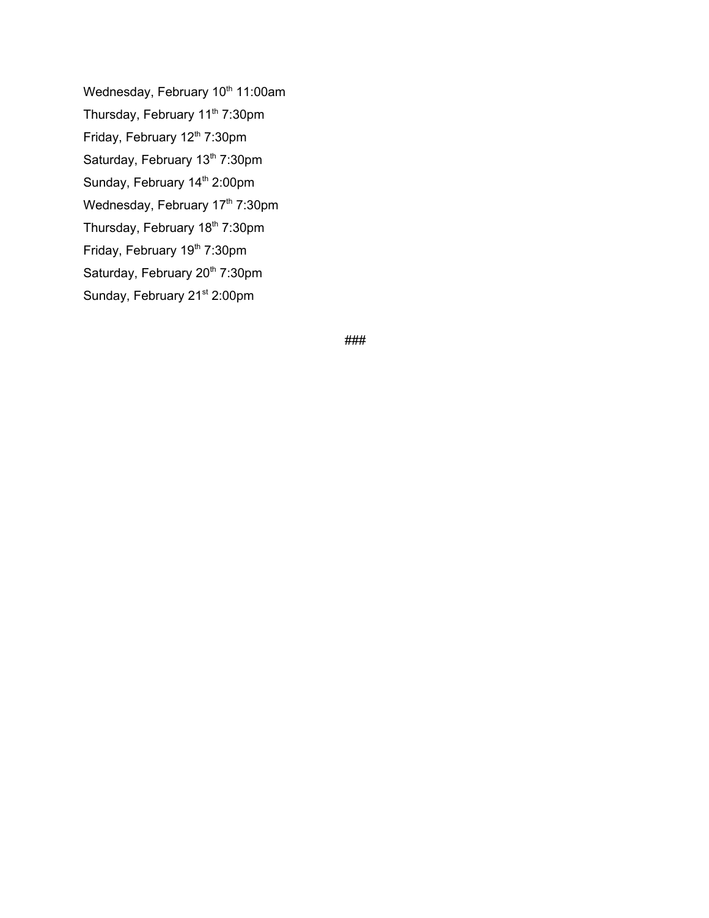Wednesday, February 10th 11:00am

Thursday, February 11th 7:30pm

Friday, February 12th 7:30pm

Saturday, February 13th 7:30pm

Sunday, February 14th 2:00pm

Wednesday, February 17th 7:30pm

Thursday, February 18th 7:30pm

Friday, February 19th 7:30pm

Saturday, February 20th 7:30pm

Sunday, February 21st 2:00pm

###